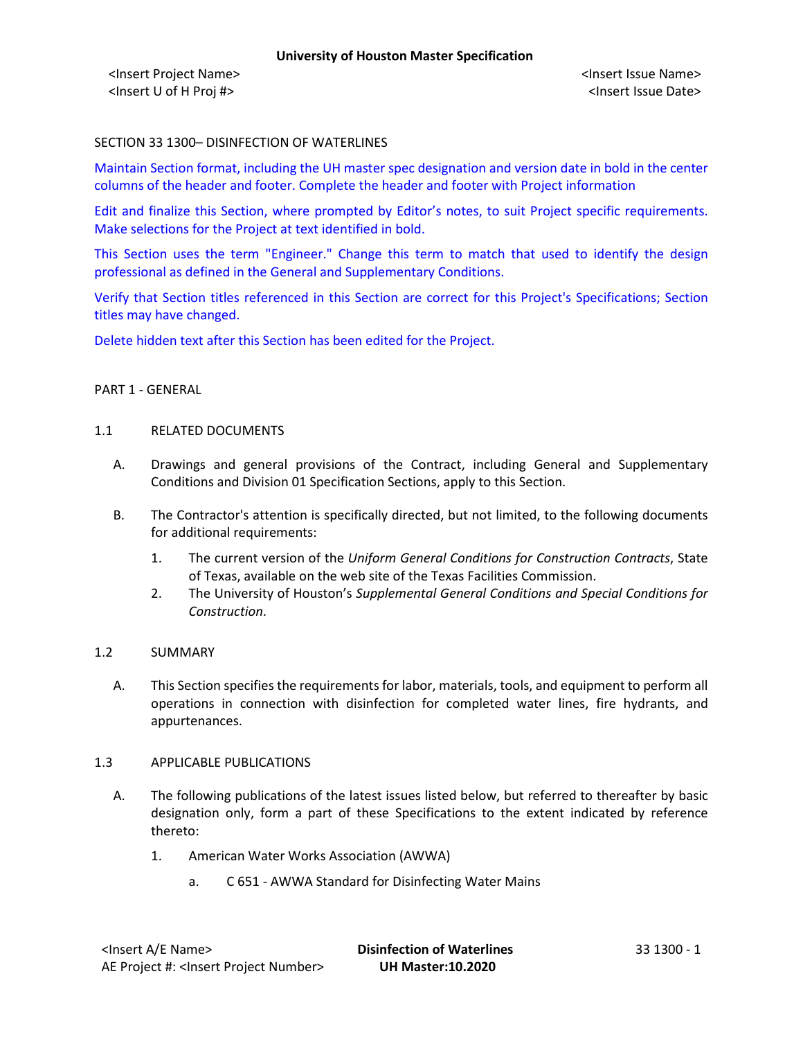SECTION 33 1300– DISINFECTION OF WATERLINES

Maintain Section format, including the UH master spec designation and version date in bold in the center columns of the header and footer. Complete the header and footer with Project information

Edit and finalize this Section, where prompted by Editor's notes, to suit Project specific requirements. Make selections for the Project at text identified in bold.

This Section uses the term "Engineer." Change this term to match that used to identify the design professional as defined in the General and Supplementary Conditions.

Verify that Section titles referenced in this Section are correct for this Project's Specifications; Section titles may have changed.

Delete hidden text after this Section has been edited for the Project.

PART 1 - GENERAL

1.1 RELATED DOCUMENTS

A. Drawings and general provisions of the Contract, including General and Supplementary Conditions and Division 01 Specification Sections, apply to this Section.

B. The Contractor's attention is specifically directed, but not limited, to the following documents for additional requirements:

1. The current version of the *Uniform General Conditions for Construction Contracts*, State of Texas, available on the web site of the Texas Facilities Commission.
2. The University of Houston's *Supplemental General Conditions and Special Conditions for Construction*.

1.2 SUMMARY

A. This Section specifies the requirements for labor, materials, tools, and equipment to perform all operations in connection with disinfection for completed water lines, fire hydrants, and appurtenances.

1.3 APPLICABLE PUBLICATIONS

A. The following publications of the latest issues listed below, but referred to thereafter by basic designation only, form a part of these Specifications to the extent indicated by reference thereto:

1. American Water Works Association (AWWA)

a. C 651 - AWWA Standard for Disinfecting Water Mains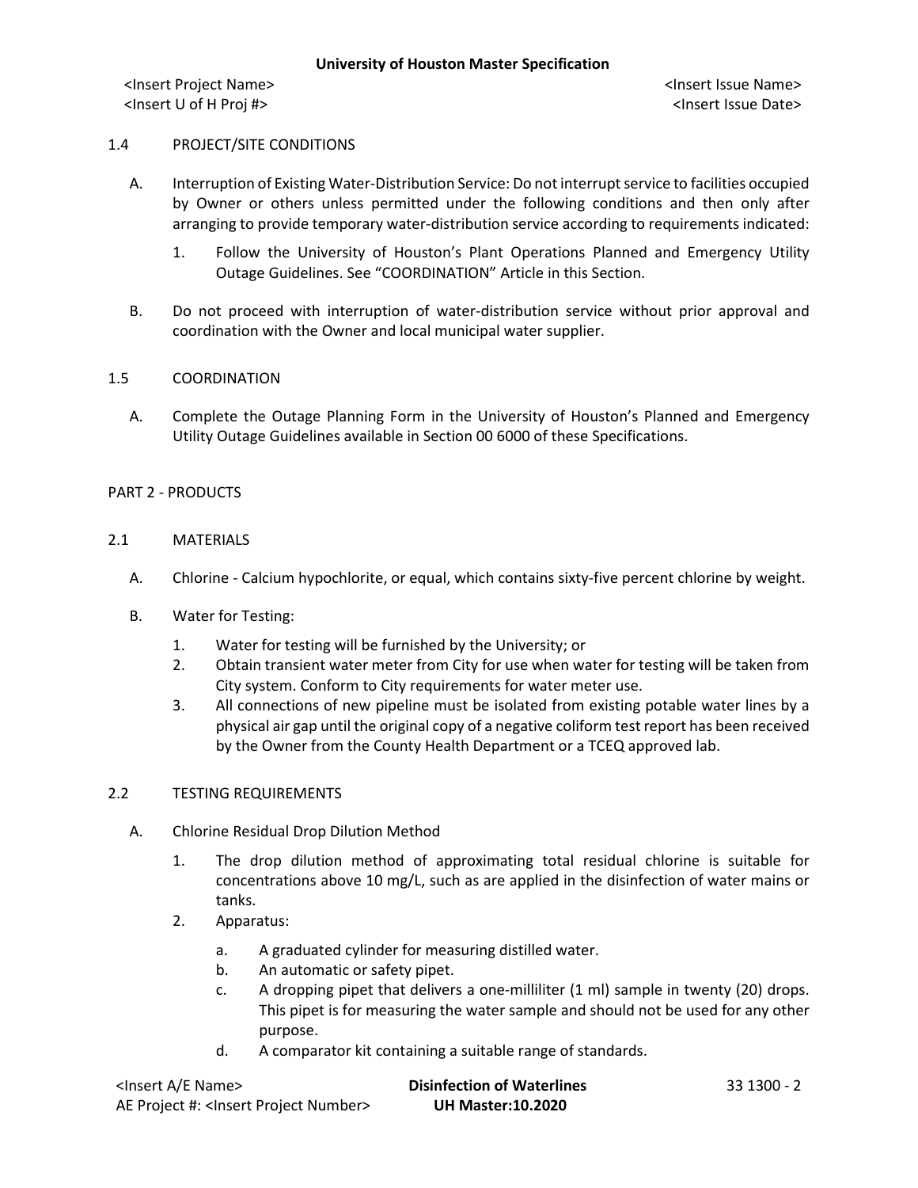## 1.4 PROJECT/SITE CONDITIONS

A. Interruption of Existing Water-Distribution Service: Do not interrupt service to facilities occupied by Owner or others unless permitted under the following conditions and then only after arranging to provide temporary water-distribution service according to requirements indicated:

1. Follow the University of Houston's Plant Operations Planned and Emergency Utility Outage Guidelines. See "COORDINATION" Article in this Section.

B. Do not proceed with interruption of water-distribution service without prior approval and coordination with the Owner and local municipal water supplier.

## 1.5 COORDINATION

A. Complete the Outage Planning Form in the University of Houston's Planned and Emergency Utility Outage Guidelines available in Section 00 6000 of these Specifications.

# PART 2 - PRODUCTS

## 2.1 MATERIALS

A. Chlorine - Calcium hypochlorite, or equal, which contains sixty-five percent chlorine by weight.

B. Water for Testing:

1. Water for testing will be furnished by the University; or
2. Obtain transient water meter from City for use when water for testing will be taken from City system. Conform to City requirements for water meter use.
3. All connections of new pipeline must be isolated from existing potable water lines by a physical air gap until the original copy of a negative coliform test report has been received by the Owner from the County Health Department or a TCEQ approved lab.

## 2.2 TESTING REQUIREMENTS

A. Chlorine Residual Drop Dilution Method

1. The drop dilution method of approximating total residual chlorine is suitable for concentrations above 10 mg/L, such as are applied in the disinfection of water mains or tanks.
2. Apparatus:
   a. A graduated cylinder for measuring distilled water.
   b. An automatic or safety pipet.
   c. A dropping pipet that delivers a one-milliliter (1 ml) sample in twenty (20) drops. This pipet is for measuring the water sample and should not be used for any other purpose.
   d. A comparator kit containing a suitable range of standards.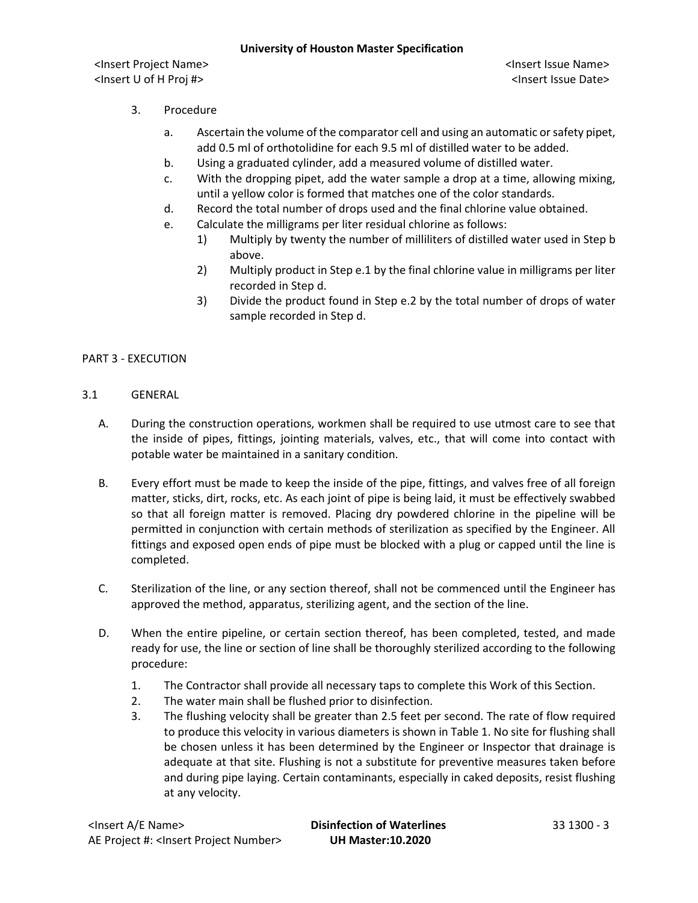3. Procedure

   a. Ascertain the volume of the comparator cell and using an automatic or safety pipet, add 0.5 ml of orthotolidine for each 9.5 ml of distilled water to be added.

   b. Using a graduated cylinder, add a measured volume of distilled water.

   c. With the dropping pipet, add the water sample a drop at a time, allowing mixing, until a yellow color is formed that matches one of the color standards.

   d. Record the total number of drops used and the final chlorine value obtained.

   e. Calculate the milligrams per liter residual chlorine as follows:

      1) Multiply by twenty the number of milliliters of distilled water used in Step b above.

      2) Multiply product in Step e.1 by the final chlorine value in milligrams per liter recorded in Step d.

      3) Divide the product found in Step e.2 by the total number of drops of water sample recorded in Step d.

## PART 3 - EXECUTION

### 3.1 GENERAL

A. During the construction operations, workmen shall be required to use utmost care to see that the inside of pipes, fittings, jointing materials, valves, etc., that will come into contact with potable water be maintained in a sanitary condition.

B. Every effort must be made to keep the inside of the pipe, fittings, and valves free of all foreign matter, sticks, dirt, rocks, etc. As each joint of pipe is being laid, it must be effectively swabbed so that all foreign matter is removed. Placing dry powdered chlorine in the pipeline will be permitted in conjunction with certain methods of sterilization as specified by the Engineer. All fittings and exposed open ends of pipe must be blocked with a plug or capped until the line is completed.

C. Sterilization of the line, or any section thereof, shall not be commenced until the Engineer has approved the method, apparatus, sterilizing agent, and the section of the line.

D. When the entire pipeline, or certain section thereof, has been completed, tested, and made ready for use, the line or section of line shall be thoroughly sterilized according to the following procedure:

   1. The Contractor shall provide all necessary taps to complete this Work of this Section.

   2. The water main shall be flushed prior to disinfection.

   3. The flushing velocity shall be greater than 2.5 feet per second. The rate of flow required to produce this velocity in various diameters is shown in Table 1. No site for flushing shall be chosen unless it has been determined by the Engineer or Inspector that drainage is adequate at that site. Flushing is not a substitute for preventive measures taken before and during pipe laying. Certain contaminants, especially in caked deposits, resist flushing at any velocity.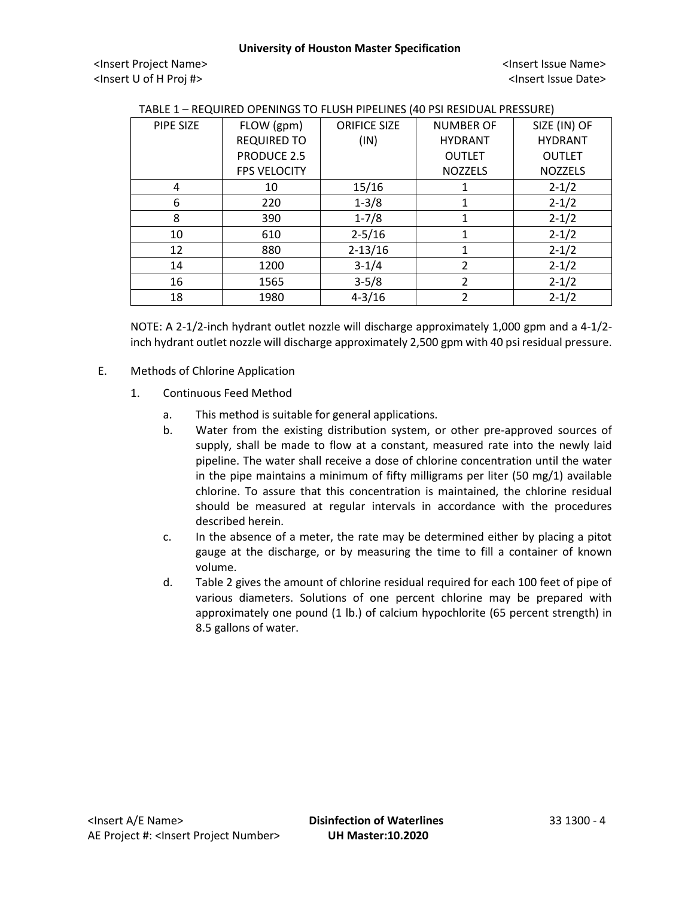TABLE 1 – REQUIRED OPENINGS TO FLUSH PIPELINES (40 PSI RESIDUAL PRESSURE)

| PIPE SIZE | FLOW (gpm) REQUIRED TO PRODUCE 2.5 FPS VELOCITY | ORIFICE SIZE (IN) | NUMBER OF HYDRANT OUTLET NOZZELS | SIZE (IN) OF HYDRANT OUTLET NOZZELS |
|---|---|---|---|---|
| 4 | 10 | 15/16 | 1 | 2-1/2 |
| 6 | 220 | 1-3/8 | 1 | 2-1/2 |
| 8 | 390 | 1-7/8 | 1 | 2-1/2 |
| 10 | 610 | 2-5/16 | 1 | 2-1/2 |
| 12 | 880 | 2-13/16 | 1 | 2-1/2 |
| 14 | 1200 | 3-1/4 | 2 | 2-1/2 |
| 16 | 1565 | 3-5/8 | 2 | 2-1/2 |
| 18 | 1980 | 4-3/16 | 2 | 2-1/2 |

NOTE: A 2-1/2-inch hydrant outlet nozzle will discharge approximately 1,000 gpm and a 4-1/2-inch hydrant outlet nozzle will discharge approximately 2,500 gpm with 40 psi residual pressure.

E. Methods of Chlorine Application

1. Continuous Feed Method

   a. This method is suitable for general applications.

   b. Water from the existing distribution system, or other pre-approved sources of supply, shall be made to flow at a constant, measured rate into the newly laid pipeline. The water shall receive a dose of chlorine concentration until the water in the pipe maintains a minimum of fifty milligrams per liter (50 mg/1) available chlorine. To assure that this concentration is maintained, the chlorine residual should be measured at regular intervals in accordance with the procedures described herein.

   c. In the absence of a meter, the rate may be determined either by placing a pitot gauge at the discharge, or by measuring the time to fill a container of known volume.

   d. Table 2 gives the amount of chlorine residual required for each 100 feet of pipe of various diameters. Solutions of one percent chlorine may be prepared with approximately one pound (1 lb.) of calcium hypochlorite (65 percent strength) in 8.5 gallons of water.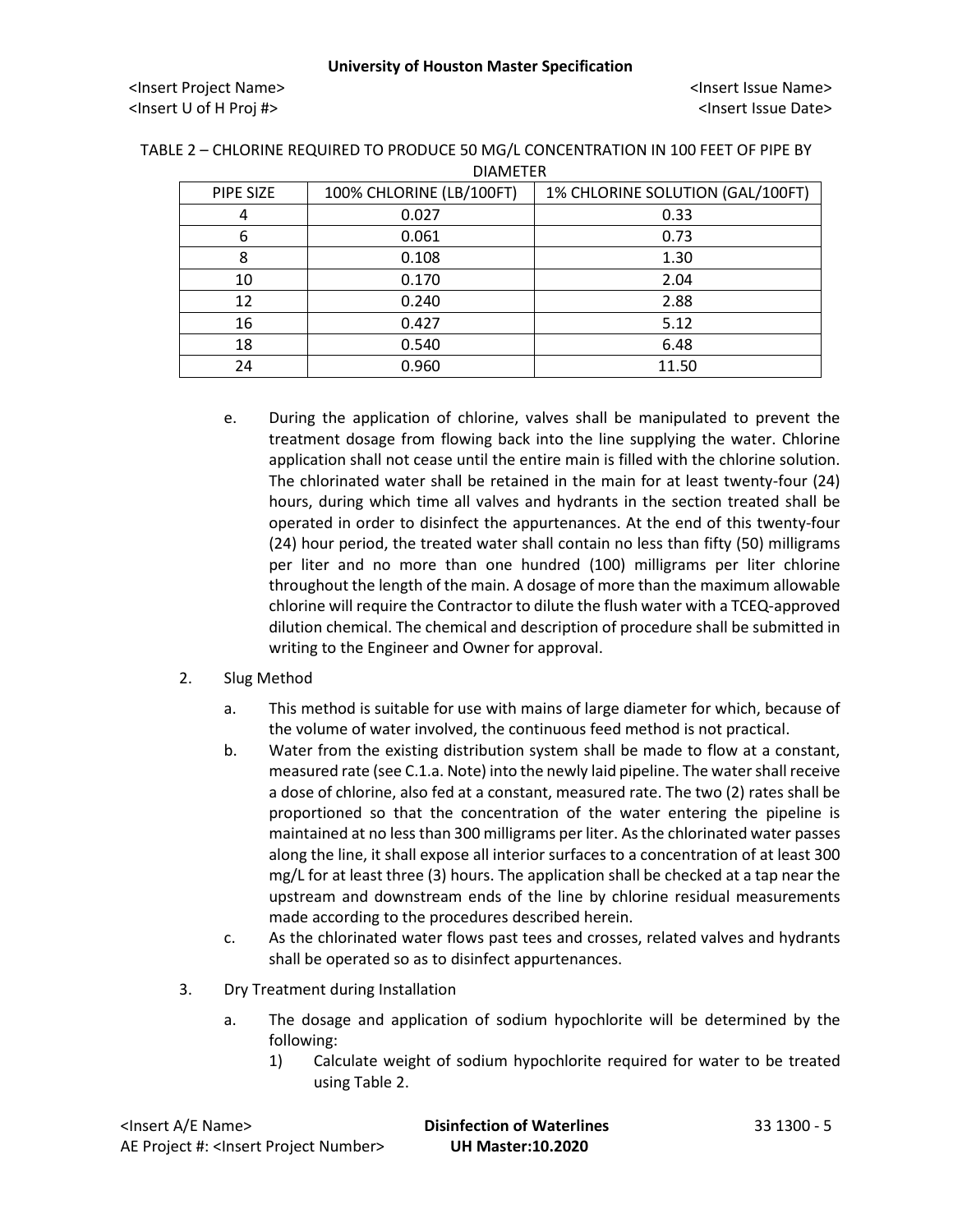TABLE 2 – CHLORINE REQUIRED TO PRODUCE 50 MG/L CONCENTRATION IN 100 FEET OF PIPE BY DIAMETER

| PIPE SIZE | 100% CHLORINE (LB/100FT) | 1% CHLORINE SOLUTION (GAL/100FT) |
|---|---|---|
| 4 | 0.027 | 0.33 |
| 6 | 0.061 | 0.73 |
| 8 | 0.108 | 1.30 |
| 10 | 0.170 | 2.04 |
| 12 | 0.240 | 2.88 |
| 16 | 0.427 | 5.12 |
| 18 | 0.540 | 6.48 |
| 24 | 0.960 | 11.50 |

e. During the application of chlorine, valves shall be manipulated to prevent the treatment dosage from flowing back into the line supplying the water. Chlorine application shall not cease until the entire main is filled with the chlorine solution. The chlorinated water shall be retained in the main for at least twenty-four (24) hours, during which time all valves and hydrants in the section treated shall be operated in order to disinfect the appurtenances. At the end of this twenty-four (24) hour period, the treated water shall contain no less than fifty (50) milligrams per liter and no more than one hundred (100) milligrams per liter chlorine throughout the length of the main. A dosage of more than the maximum allowable chlorine will require the Contractor to dilute the flush water with a TCEQ-approved dilution chemical. The chemical and description of procedure shall be submitted in writing to the Engineer and Owner for approval.

2. Slug Method

   a. This method is suitable for use with mains of large diameter for which, because of the volume of water involved, the continuous feed method is not practical.

   b. Water from the existing distribution system shall be made to flow at a constant, measured rate (see C.1.a. Note) into the newly laid pipeline. The water shall receive a dose of chlorine, also fed at a constant, measured rate. The two (2) rates shall be proportioned so that the concentration of the water entering the pipeline is maintained at no less than 300 milligrams per liter. As the chlorinated water passes along the line, it shall expose all interior surfaces to a concentration of at least 300 mg/L for at least three (3) hours. The application shall be checked at a tap near the upstream and downstream ends of the line by chlorine residual measurements made according to the procedures described herein.

   c. As the chlorinated water flows past tees and crosses, related valves and hydrants shall be operated so as to disinfect appurtenances.

3. Dry Treatment during Installation

   a. The dosage and application of sodium hypochlorite will be determined by the following:

      1) Calculate weight of sodium hypochlorite required for water to be treated using Table 2.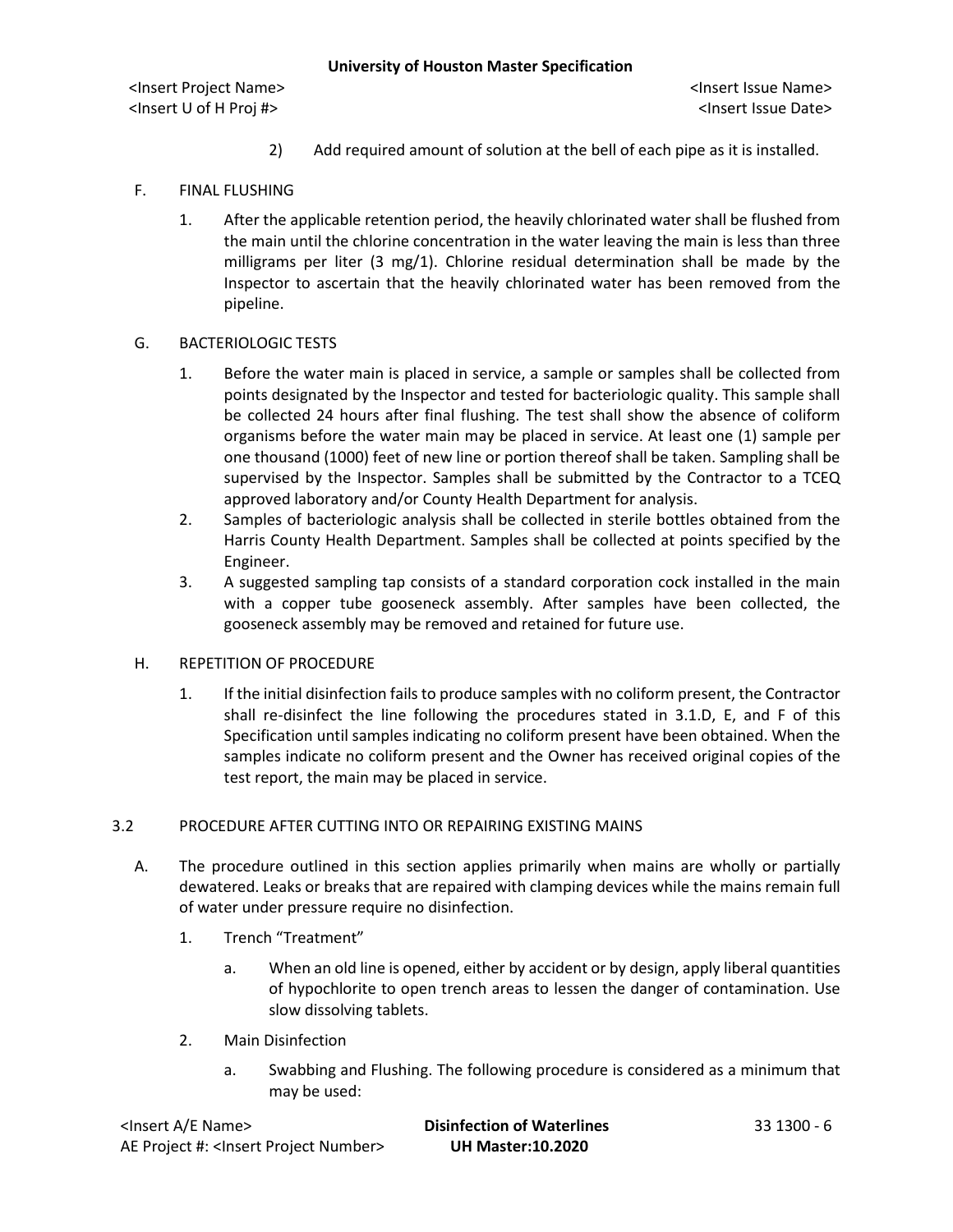2) Add required amount of solution at the bell of each pipe as it is installed.

F. FINAL FLUSHING

1. After the applicable retention period, the heavily chlorinated water shall be flushed from the main until the chlorine concentration in the water leaving the main is less than three milligrams per liter (3 mg/1). Chlorine residual determination shall be made by the Inspector to ascertain that the heavily chlorinated water has been removed from the pipeline.

G. BACTERIOLOGIC TESTS

1. Before the water main is placed in service, a sample or samples shall be collected from points designated by the Inspector and tested for bacteriologic quality. This sample shall be collected 24 hours after final flushing. The test shall show the absence of coliform organisms before the water main may be placed in service. At least one (1) sample per one thousand (1000) feet of new line or portion thereof shall be taken. Sampling shall be supervised by the Inspector. Samples shall be submitted by the Contractor to a TCEQ approved laboratory and/or County Health Department for analysis.
2. Samples of bacteriologic analysis shall be collected in sterile bottles obtained from the Harris County Health Department. Samples shall be collected at points specified by the Engineer.
3. A suggested sampling tap consists of a standard corporation cock installed in the main with a copper tube gooseneck assembly. After samples have been collected, the gooseneck assembly may be removed and retained for future use.

H. REPETITION OF PROCEDURE

1. If the initial disinfection fails to produce samples with no coliform present, the Contractor shall re-disinfect the line following the procedures stated in 3.1.D, E, and F of this Specification until samples indicating no coliform present have been obtained. When the samples indicate no coliform present and the Owner has received original copies of the test report, the main may be placed in service.

3.2 PROCEDURE AFTER CUTTING INTO OR REPAIRING EXISTING MAINS

A. The procedure outlined in this section applies primarily when mains are wholly or partially dewatered. Leaks or breaks that are repaired with clamping devices while the mains remain full of water under pressure require no disinfection.

1. Trench "Treatment"
    a. When an old line is opened, either by accident or by design, apply liberal quantities of hypochlorite to open trench areas to lessen the danger of contamination. Use slow dissolving tablets.
2. Main Disinfection
    a. Swabbing and Flushing. The following procedure is considered as a minimum that may be used: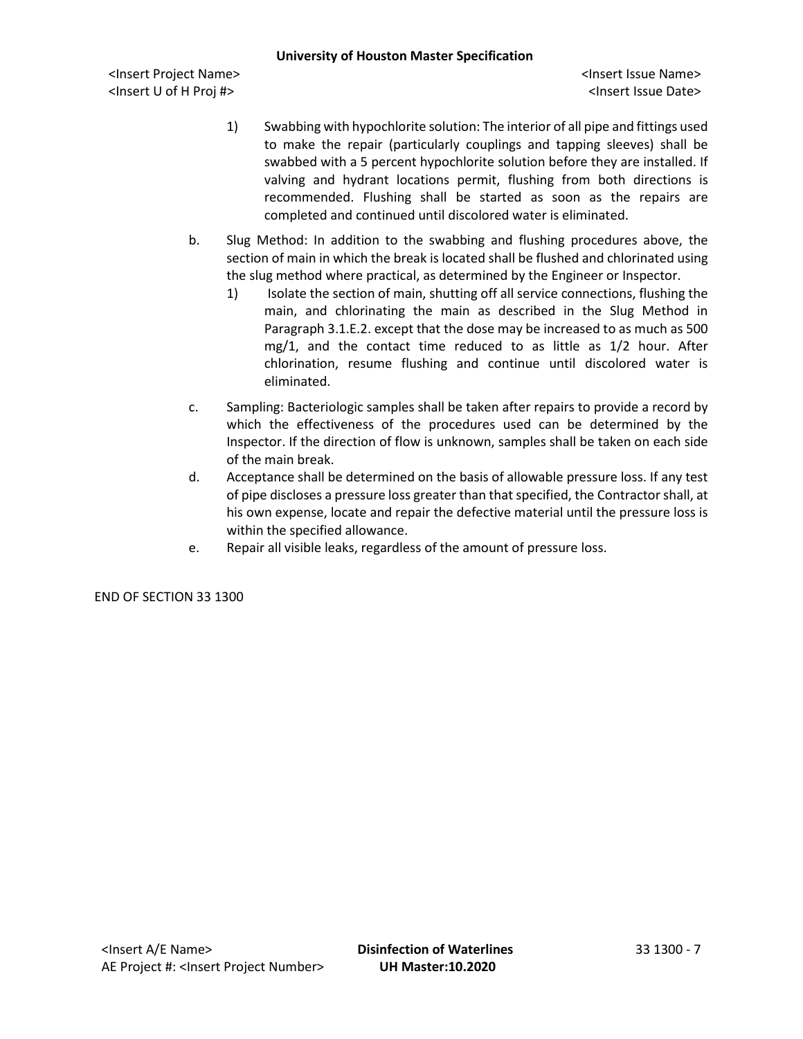1) Swabbing with hypochlorite solution: The interior of all pipe and fittings used to make the repair (particularly couplings and tapping sleeves) shall be swabbed with a 5 percent hypochlorite solution before they are installed. If valving and hydrant locations permit, flushing from both directions is recommended. Flushing shall be started as soon as the repairs are completed and continued until discolored water is eliminated.

b. Slug Method: In addition to the swabbing and flushing procedures above, the section of main in which the break is located shall be flushed and chlorinated using the slug method where practical, as determined by the Engineer or Inspector.

1) Isolate the section of main, shutting off all service connections, flushing the main, and chlorinating the main as described in the Slug Method in Paragraph 3.1.E.2. except that the dose may be increased to as much as 500 mg/1, and the contact time reduced to as little as 1/2 hour. After chlorination, resume flushing and continue until discolored water is eliminated.

c. Sampling: Bacteriologic samples shall be taken after repairs to provide a record by which the effectiveness of the procedures used can be determined by the Inspector. If the direction of flow is unknown, samples shall be taken on each side of the main break.

d. Acceptance shall be determined on the basis of allowable pressure loss. If any test of pipe discloses a pressure loss greater than that specified, the Contractor shall, at his own expense, locate and repair the defective material until the pressure loss is within the specified allowance.

e. Repair all visible leaks, regardless of the amount of pressure loss.

END OF SECTION 33 1300